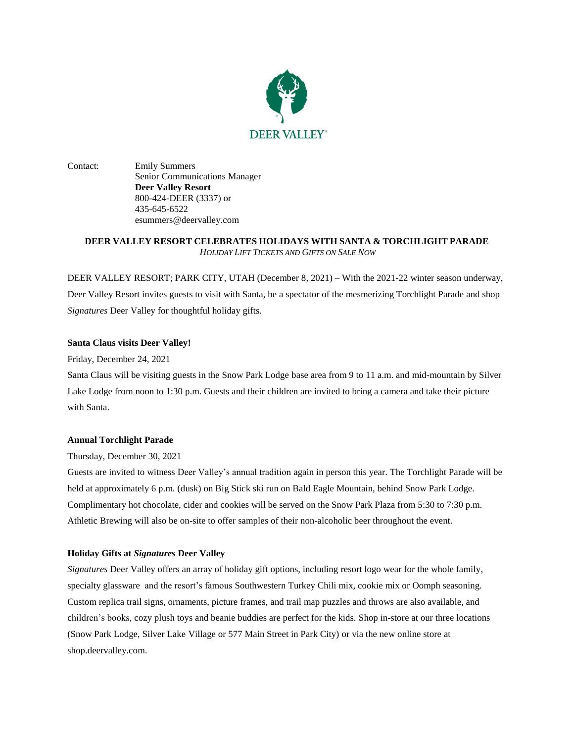DEER VALLEY®

Contact: Emily Summers
Senior Communications Manager
**Deer Valley Resort**
800-424-DEER (3337) or
435-645-6522
esummers@deervalley.com

# DEER VALLEY RESORT CELEBRATES HOLIDAYS WITH SANTA & TORCHLIGHT PARADE

*HOLIDAY LIFT TICKETS AND GIFTS ON SALE NOW*

DEER VALLEY RESORT; PARK CITY, UTAH (December 8, 2021) – With the 2021-22 winter season underway, Deer Valley Resort invites guests to visit with Santa, be a spectator of the mesmerizing Torchlight Parade and shop *Signatures* Deer Valley for thoughtful holiday gifts.

**Santa Claus visits Deer Valley!**

Friday, December 24, 2021

Santa Claus will be visiting guests in the Snow Park Lodge base area from 9 to 11 a.m. and mid-mountain by Silver Lake Lodge from noon to 1:30 p.m. Guests and their children are invited to bring a camera and take their picture with Santa.

**Annual Torchlight Parade**

Thursday, December 30, 2021

Guests are invited to witness Deer Valley's annual tradition again in person this year. The Torchlight Parade will be held at approximately 6 p.m. (dusk) on Big Stick ski run on Bald Eagle Mountain, behind Snow Park Lodge. Complimentary hot chocolate, cider and cookies will be served on the Snow Park Plaza from 5:30 to 7:30 p.m. Athletic Brewing will also be on-site to offer samples of their non-alcoholic beer throughout the event.

**Holiday Gifts at *Signatures* Deer Valley**

*Signatures* Deer Valley offers an array of holiday gift options, including resort logo wear for the whole family, specialty glassware and the resort's famous Southwestern Turkey Chili mix, cookie mix or Oomph seasoning. Custom replica trail signs, ornaments, picture frames, and trail map puzzles and throws are also available, and children's books, cozy plush toys and beanie buddies are perfect for the kids. Shop in-store at our three locations (Snow Park Lodge, Silver Lake Village or 577 Main Street in Park City) or via the new online store at shop.deervalley.com.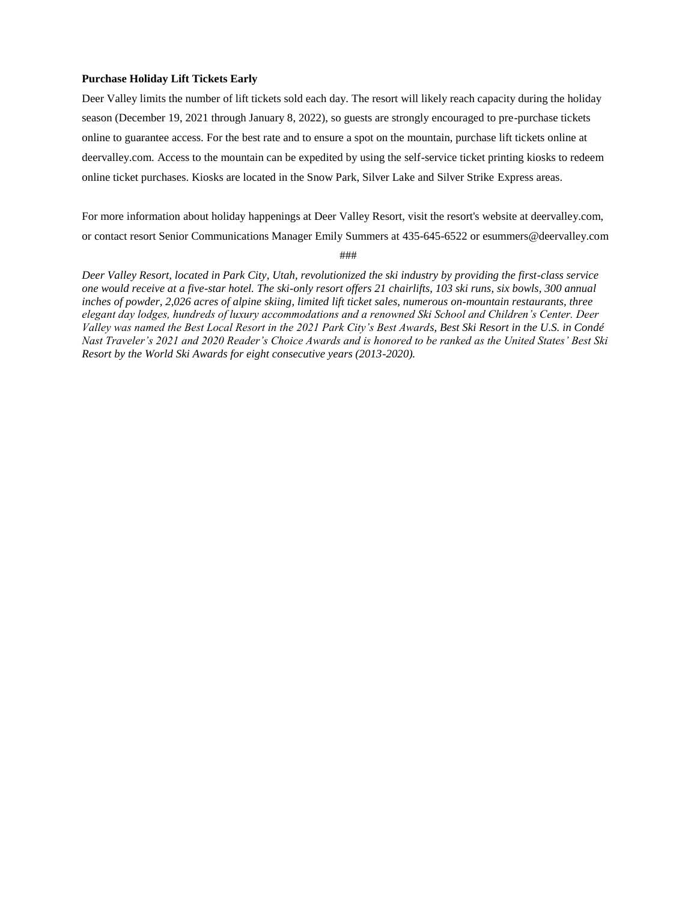**Purchase Holiday Lift Tickets Early**

Deer Valley limits the number of lift tickets sold each day. The resort will likely reach capacity during the holiday season (December 19, 2021 through January 8, 2022), so guests are strongly encouraged to pre-purchase tickets online to guarantee access. For the best rate and to ensure a spot on the mountain, purchase lift tickets online at deervalley.com. Access to the mountain can be expedited by using the self-service ticket printing kiosks to redeem online ticket purchases. Kiosks are located in the Snow Park, Silver Lake and Silver Strike Express areas.

For more information about holiday happenings at Deer Valley Resort, visit the resort's website at deervalley.com, or contact resort Senior Communications Manager Emily Summers at 435-645-6522 or esummers@deervalley.com

###

*Deer Valley Resort, located in Park City, Utah, revolutionized the ski industry by providing the first-class service one would receive at a five-star hotel. The ski-only resort offers 21 chairlifts, 103 ski runs, six bowls, 300 annual inches of powder, 2,026 acres of alpine skiing, limited lift ticket sales, numerous on-mountain restaurants, three elegant day lodges, hundreds of luxury accommodations and a renowned Ski School and Children's Center. Deer Valley was named the Best Local Resort in the 2021 Park City's Best Awards, Best Ski Resort in the U.S. in Condé Nast Traveler's 2021 and 2020 Reader's Choice Awards and is honored to be ranked as the United States' Best Ski Resort by the World Ski Awards for eight consecutive years (2013-2020).*